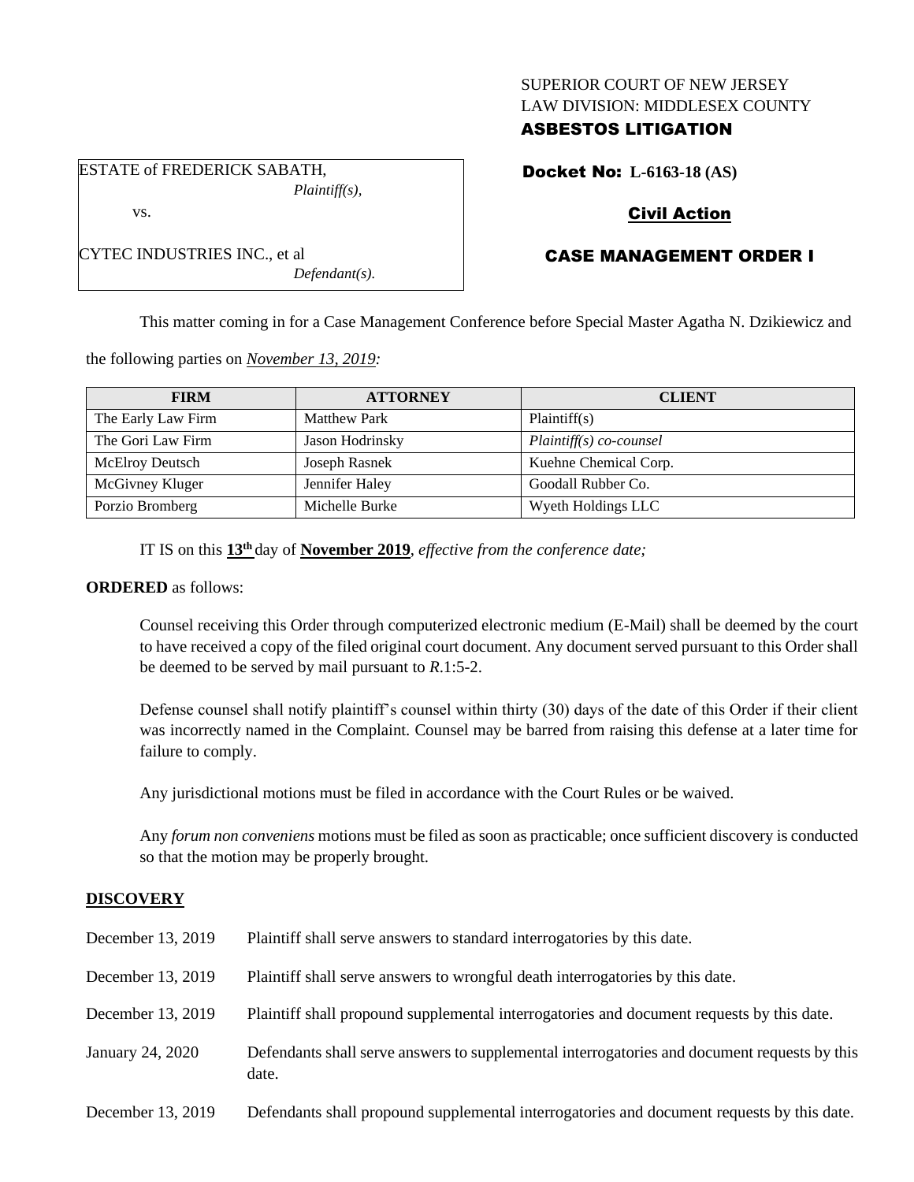SUPERIOR COURT OF NEW JERSEY
LAW DIVISION: MIDDLESEX COUNTY
**ASBESTOS LITIGATION**

ESTATE of FREDERICK SABATH,
*Plaintiff(s),*

vs.

CYTEC INDUSTRIES INC., et al
*Defendant(s).*

**Docket No: L-6163-18 (AS)**

**Civil Action**

**CASE MANAGEMENT ORDER I**

This matter coming in for a Case Management Conference before Special Master Agatha N. Dzikiewicz and the following parties on *November 13, 2019:*

| FIRM | ATTORNEY | CLIENT |
| --- | --- | --- |
| The Early Law Firm | Matthew Park | Plaintiff(s) |
| The Gori Law Firm | Jason Hodrinsky | *Plaintiff(s) co-counsel* |
| McElroy Deutsch | Joseph Rasnek | Kuehne Chemical Corp. |
| McGivney Kluger | Jennifer Haley | Goodall Rubber Co. |
| Porzio Bromberg | Michelle Burke | Wyeth Holdings LLC |

IT IS on this **13th** day of **November 2019**, *effective from the conference date;*

**ORDERED** as follows:

Counsel receiving this Order through computerized electronic medium (E-Mail) shall be deemed by the court to have received a copy of the filed original court document. Any document served pursuant to this Order shall be deemed to be served by mail pursuant to *R*.1:5-2.

Defense counsel shall notify plaintiff's counsel within thirty (30) days of the date of this Order if their client was incorrectly named in the Complaint. Counsel may be barred from raising this defense at a later time for failure to comply.

Any jurisdictional motions must be filed in accordance with the Court Rules or be waived.

Any *forum non conveniens* motions must be filed as soon as practicable; once sufficient discovery is conducted so that the motion may be properly brought.

## DISCOVERY

| | |
| --- | --- |
| December 13, 2019 | Plaintiff shall serve answers to standard interrogatories by this date. |
| December 13, 2019 | Plaintiff shall serve answers to wrongful death interrogatories by this date. |
| December 13, 2019 | Plaintiff shall propound supplemental interrogatories and document requests by this date. |
| January 24, 2020 | Defendants shall serve answers to supplemental interrogatories and document requests by this date. |
| December 13, 2019 | Defendants shall propound supplemental interrogatories and document requests by this date. |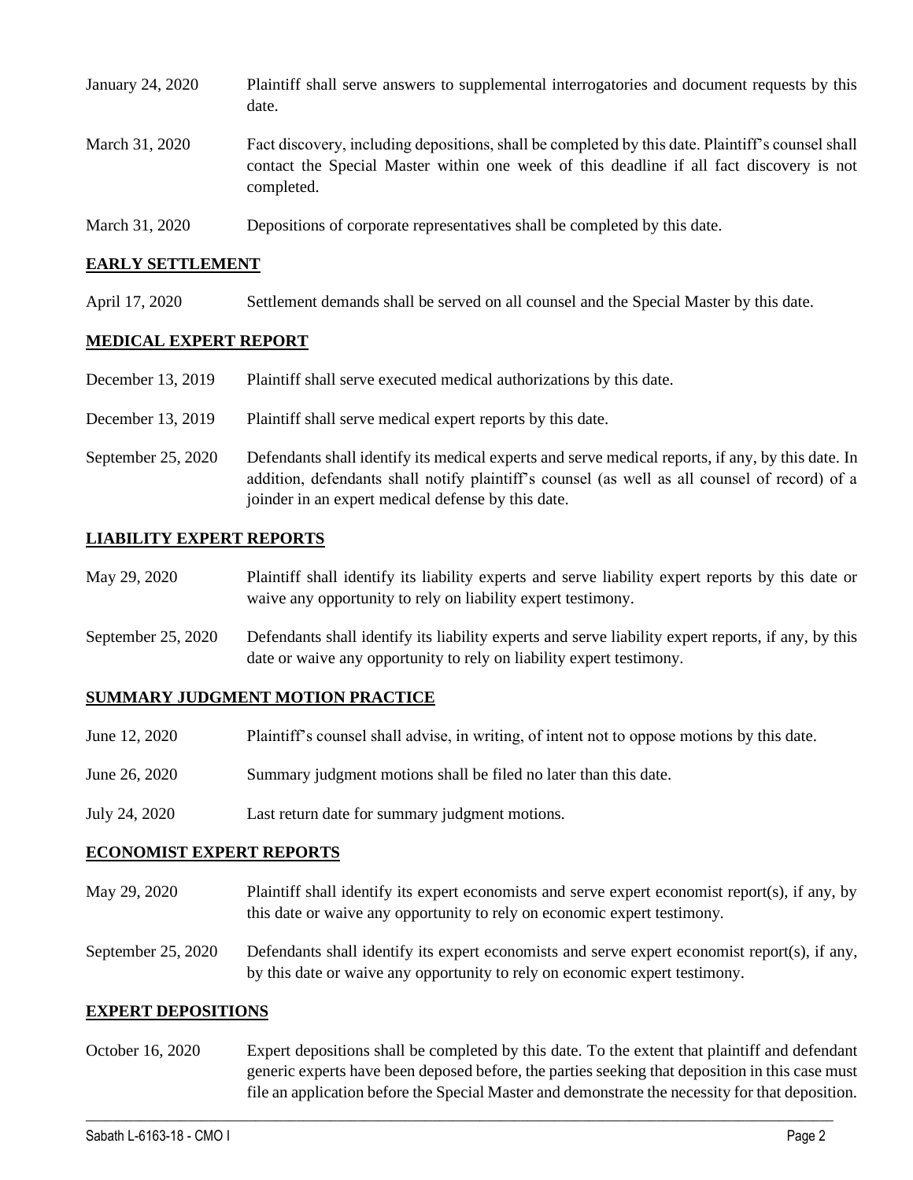| | |
|---|---|
| January 24, 2020 | Plaintiff shall serve answers to supplemental interrogatories and document requests by this date. |
| March 31, 2020 | Fact discovery, including depositions, shall be completed by this date. Plaintiff's counsel shall contact the Special Master within one week of this deadline if all fact discovery is not completed. |
| March 31, 2020 | Depositions of corporate representatives shall be completed by this date. |

## EARLY SETTLEMENT

| | |
|---|---|
| April 17, 2020 | Settlement demands shall be served on all counsel and the Special Master by this date. |

## MEDICAL EXPERT REPORT

| | |
|---|---|
| December 13, 2019 | Plaintiff shall serve executed medical authorizations by this date. |
| December 13, 2019 | Plaintiff shall serve medical expert reports by this date. |
| September 25, 2020 | Defendants shall identify its medical experts and serve medical reports, if any, by this date. In addition, defendants shall notify plaintiff's counsel (as well as all counsel of record) of a joinder in an expert medical defense by this date. |

## LIABILITY EXPERT REPORTS

| | |
|---|---|
| May 29, 2020 | Plaintiff shall identify its liability experts and serve liability expert reports by this date or waive any opportunity to rely on liability expert testimony. |
| September 25, 2020 | Defendants shall identify its liability experts and serve liability expert reports, if any, by this date or waive any opportunity to rely on liability expert testimony. |

## SUMMARY JUDGMENT MOTION PRACTICE

| | |
|---|---|
| June 12, 2020 | Plaintiff's counsel shall advise, in writing, of intent not to oppose motions by this date. |
| June 26, 2020 | Summary judgment motions shall be filed no later than this date. |
| July 24, 2020 | Last return date for summary judgment motions. |

## ECONOMIST EXPERT REPORTS

| | |
|---|---|
| May 29, 2020 | Plaintiff shall identify its expert economists and serve expert economist report(s), if any, by this date or waive any opportunity to rely on economic expert testimony. |
| September 25, 2020 | Defendants shall identify its expert economists and serve expert economist report(s), if any, by this date or waive any opportunity to rely on economic expert testimony. |

## EXPERT DEPOSITIONS

| | |
|---|---|
| October 16, 2020 | Expert depositions shall be completed by this date. To the extent that plaintiff and defendant generic experts have been deposed before, the parties seeking that deposition in this case must file an application before the Special Master and demonstrate the necessity for that deposition. |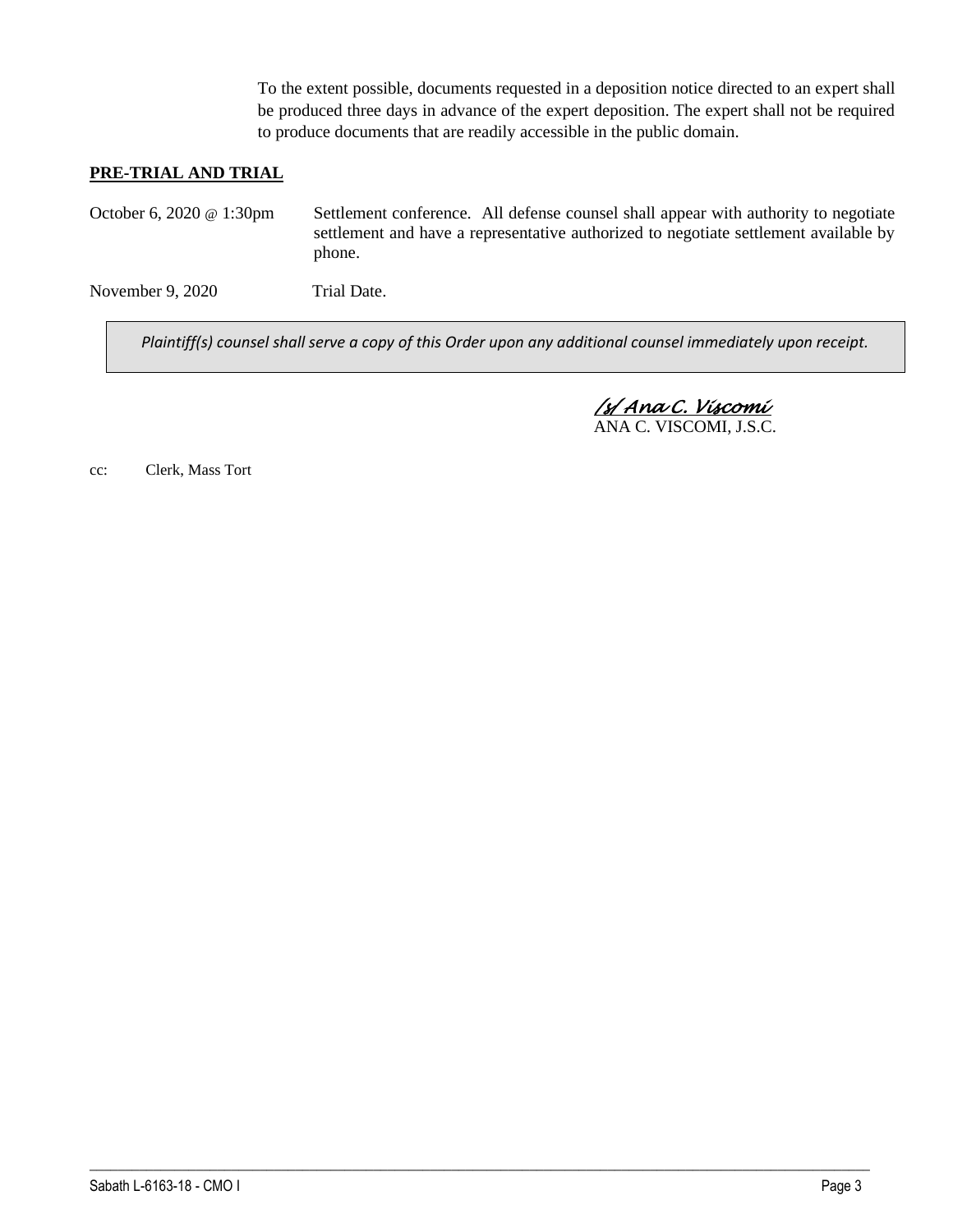To the extent possible, documents requested in a deposition notice directed to an expert shall be produced three days in advance of the expert deposition. The expert shall not be required to produce documents that are readily accessible in the public domain.

**PRE-TRIAL AND TRIAL**

| | |
|---|---|
| October 6, 2020 @ 1:30pm | Settlement conference. All defense counsel shall appear with authority to negotiate settlement and have a representative authorized to negotiate settlement available by phone. |
| November 9, 2020 | Trial Date. |

*Plaintiff(s) counsel shall serve a copy of this Order upon any additional counsel immediately upon receipt.*

/s/ Ana C. Viscomi
ANA C. VISCOMI, J.S.C.

cc: Clerk, Mass Tort